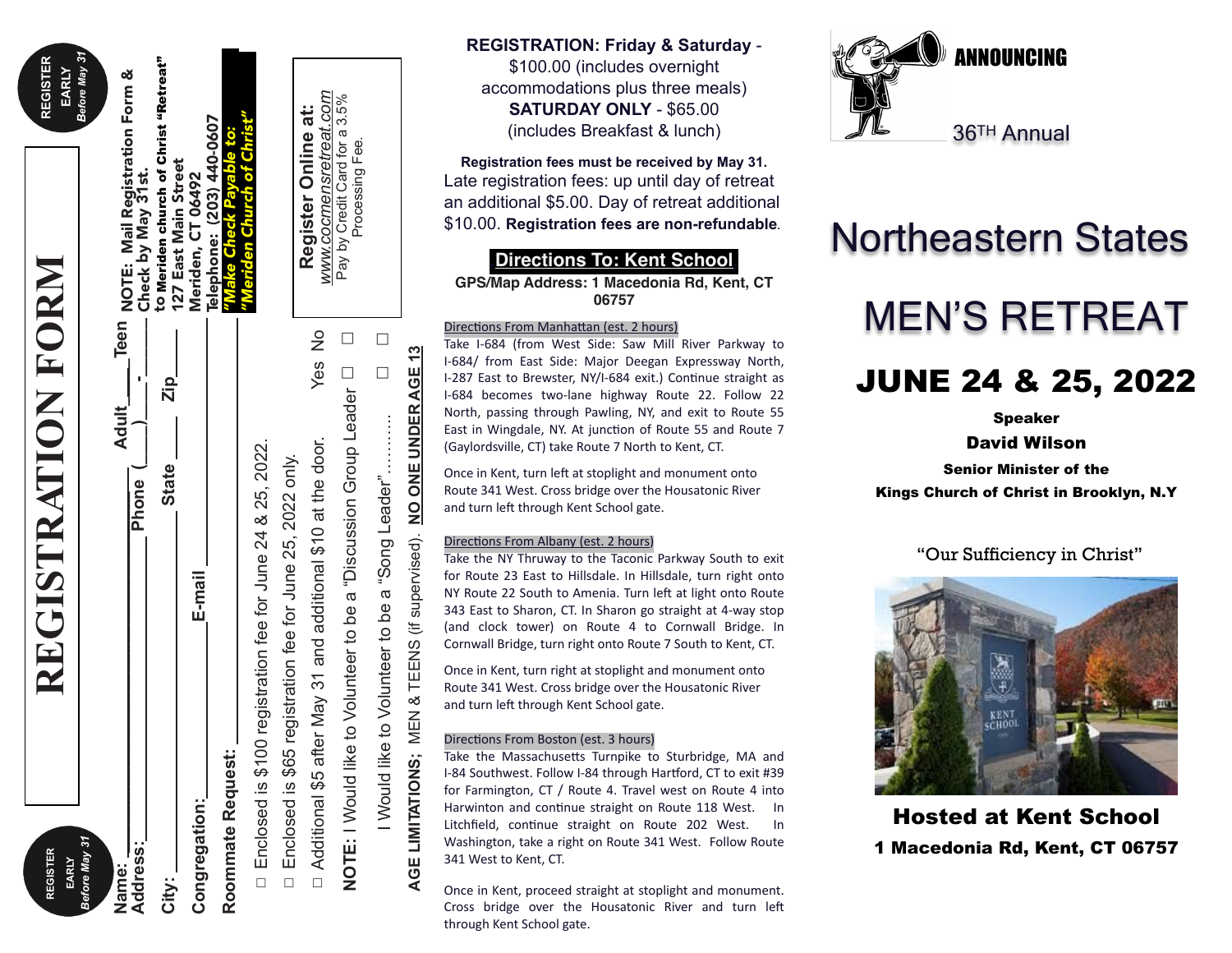# REGISTRATION FORM

**REGISTER EARLY** *Before May 31*

**Name:** ______________________ Adult ____ Teen ____

**Address:** ______________________ Phone (____) ____ - ______

**City:** ______________________ State ______ Zip ______

**Congregation:** ______________________ E-mail ______________________

**Roommate Request:** ______________________

☐ Enclosed is $100 registration fee for June 24 & 25, 2022.

☐ Enclosed is $65 registration fee for June 25, 2022 only.

☐ Additional $5 after May 31 and additional $10 at the door.

| | Yes | No |
|---|---|---|
| **NOTE:** I Would like to Volunteer to be a "Discussion Group Leader" | ☐ | ☐ |
| I Would like to Volunteer to be a "Song Leader"………. | ☐ | ☐ |

**AGE LIMITATIONS;** MEN & TEENS (if supervised). **NO ONE UNDER AGE 13**

**NOTE: Mail Registration Form & Check by May 31st.**
**to Meriden church of Christ "Retreat"**
**127 East Main Street**
**Meriden, CT 06492**
**Telephone: (203) 440-0607**
***"Make Check Payable to: "Meriden Church of Christ"***

**Register Online at:**
*www.cocmensretreat.com*
Pay by Credit Card for a 3.5% Processing Fee.

**REGISTRATION: Friday & Saturday** - $100.00 (includes overnight accommodations plus three meals)
**SATURDAY ONLY** - $65.00 (includes Breakfast & lunch)

**Registration fees must be received by May 31.** Late registration fees: up until day of retreat an additional $5.00. Day of retreat additional $10.00. **Registration fees are non-refundable**.

## Directions To: Kent School

**GPS/Map Address: 1 Macedonia Rd, Kent, CT 06757**

### Directions From Manhattan (est. 2 hours)

Take I-684 (from West Side: Saw Mill River Parkway to I-684/ from East Side: Major Deegan Expressway North, I-287 East to Brewster, NY/I-684 exit.) Continue straight as I-684 becomes two-lane highway Route 22. Follow 22 North, passing through Pawling, NY, and exit to Route 55 East in Wingdale, NY. At junction of Route 55 and Route 7 (Gaylordsville, CT) take Route 7 North to Kent, CT.

Once in Kent, turn left at stoplight and monument onto Route 341 West. Cross bridge over the Housatonic River and turn left through Kent School gate.

### Directions From Albany (est. 2 hours)

Take the NY Thruway to the Taconic Parkway South to exit for Route 23 East to Hillsdale. In Hillsdale, turn right onto NY Route 22 South to Amenia. Turn left at light onto Route 343 East to Sharon, CT. In Sharon go straight at 4-way stop (and clock tower) on Route 4 to Cornwall Bridge. In Cornwall Bridge, turn right onto Route 7 South to Kent, CT.

Once in Kent, turn right at stoplight and monument onto Route 341 West. Cross bridge over the Housatonic River and turn left through Kent School gate.

### Directions From Boston (est. 3 hours)

Take the Massachusetts Turnpike to Sturbridge, MA and I-84 Southwest. Follow I-84 through Hartford, CT to exit #39 for Farmington, CT / Route 4. Travel west on Route 4 into Harwinton and continue straight on Route 118 West. In Litchfield, continue straight on Route 202 West. In Washington, take a right on Route 341 West. Follow Route 341 West to Kent, CT.

Once in Kent, proceed straight at stoplight and monument. Cross bridge over the Housatonic River and turn left through Kent School gate.

**ANNOUNCING**

36TH Annual

# Northeastern States MEN'S RETREAT

## JUNE 24 & 25, 2022

**Speaker**
**David Wilson**
**Senior Minister of the Kings Church of Christ in Brooklyn, N.Y**

"Our Sufficiency in Christ"

**Hosted at Kent School**
**1 Macedonia Rd, Kent, CT 06757**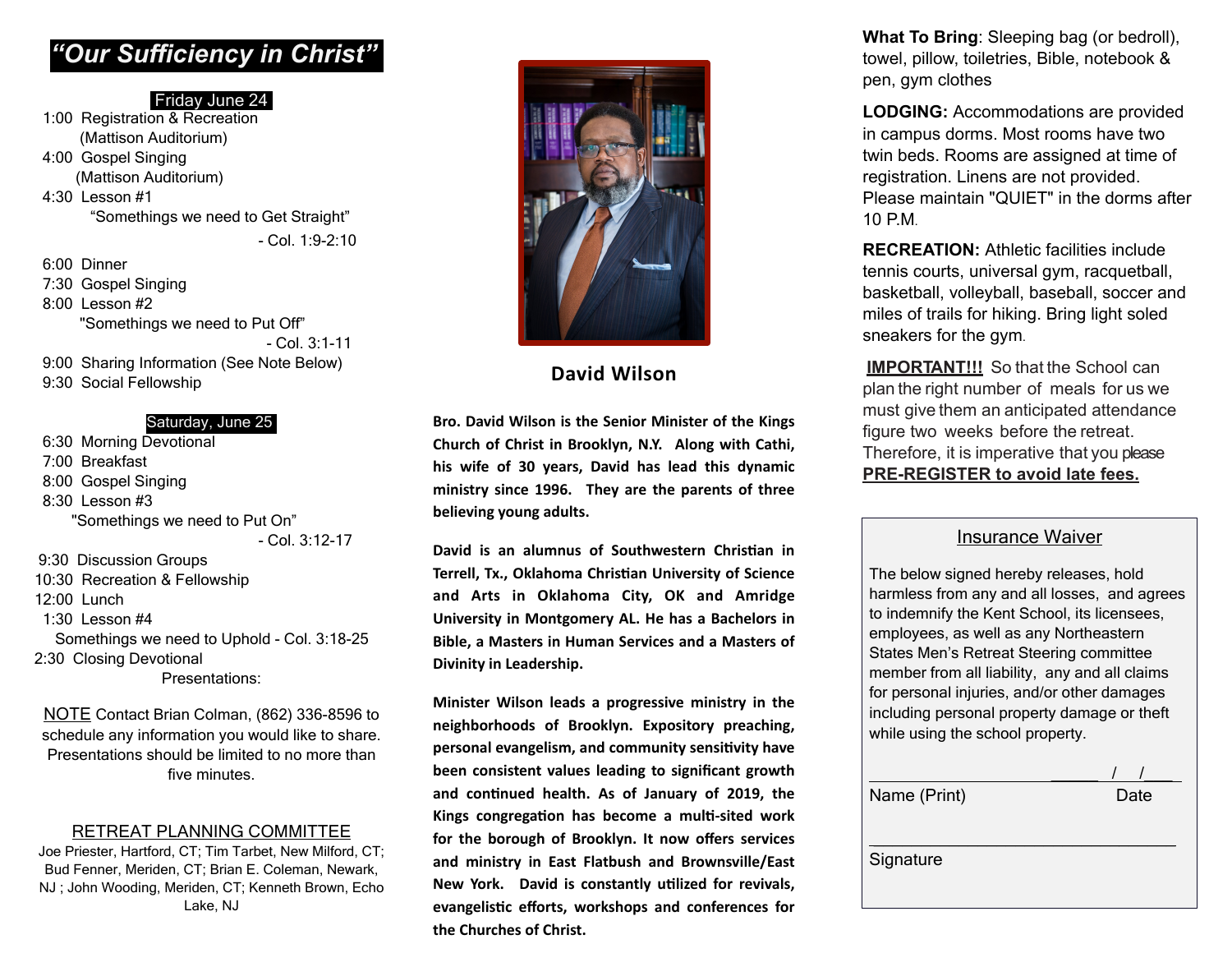# *"Our Sufficiency in Christ"*

## Friday June 24

1:00 Registration & Recreation
(Mattison Auditorium)
4:00 Gospel Singing
(Mattison Auditorium)
4:30 Lesson #1
"Somethings we need to Get Straight"
- Col. 1:9-2:10
6:00 Dinner
7:30 Gospel Singing
8:00 Lesson #2
"Somethings we need to Put Off"
- Col. 3:1-11
9:00 Sharing Information (See Note Below)
9:30 Social Fellowship

## Saturday, June 25

6:30 Morning Devotional
7:00 Breakfast
8:00 Gospel Singing
8:30 Lesson #3
"Somethings we need to Put On"
- Col. 3:12-17
9:30 Discussion Groups
10:30 Recreation & Fellowship
12:00 Lunch
1:30 Lesson #4
Somethings we need to Uphold - Col. 3:18-25
2:30 Closing Devotional
Presentations:

NOTE Contact Brian Colman, (862) 336-8596 to schedule any information you would like to share. Presentations should be limited to no more than five minutes.

RETREAT PLANNING COMMITTEE

Joe Priester, Hartford, CT; Tim Tarbet, New Milford, CT; Bud Fenner, Meriden, CT; Brian E. Coleman, Newark, NJ ; John Wooding, Meriden, CT; Kenneth Brown, Echo Lake, NJ

## David Wilson

**Bro. David Wilson is the Senior Minister of the Kings Church of Christ in Brooklyn, N.Y. Along with Cathi, his wife of 30 years, David has lead this dynamic ministry since 1996. They are the parents of three believing young adults.**

**David is an alumnus of Southwestern Christian in Terrell, Tx., Oklahoma Christian University of Science and Arts in Oklahoma City, OK and Amridge University in Montgomery AL. He has a Bachelors in Bible, a Masters in Human Services and a Masters of Divinity in Leadership.**

**Minister Wilson leads a progressive ministry in the neighborhoods of Brooklyn. Expository preaching, personal evangelism, and community sensitivity have been consistent values leading to significant growth and continued health. As of January of 2019, the Kings congregation has become a multi-sited work for the borough of Brooklyn. It now offers services and ministry in East Flatbush and Brownsville/East New York. David is constantly utilized for revivals, evangelistic efforts, workshops and conferences for the Churches of Christ.**

**What To Bring**: Sleeping bag (or bedroll), towel, pillow, toiletries, Bible, notebook & pen, gym clothes

**LODGING:** Accommodations are provided in campus dorms. Most rooms have two twin beds. Rooms are assigned at time of registration. Linens are not provided. Please maintain "QUIET" in the dorms after 10 P.M.

**RECREATION:** Athletic facilities include tennis courts, universal gym, racquetball, basketball, volleyball, baseball, soccer and miles of trails for hiking. Bring light soled sneakers for the gym.

**IMPORTANT!!!** So that the School can plan the right number of meals for us we must give them an anticipated attendance figure two weeks before the retreat. Therefore, it is imperative that you please **PRE-REGISTER to avoid late fees.**

### Insurance Waiver

The below signed hereby releases, hold harmless from any and all losses, and agrees to indemnify the Kent School, its licensees, employees, as well as any Northeastern States Men's Retreat Steering committee member from all liability, any and all claims for personal injuries, and/or other damages including personal property damage or theft while using the school property.

______________________ ____/___/___
Name (Print) Date

______________________________
Signature